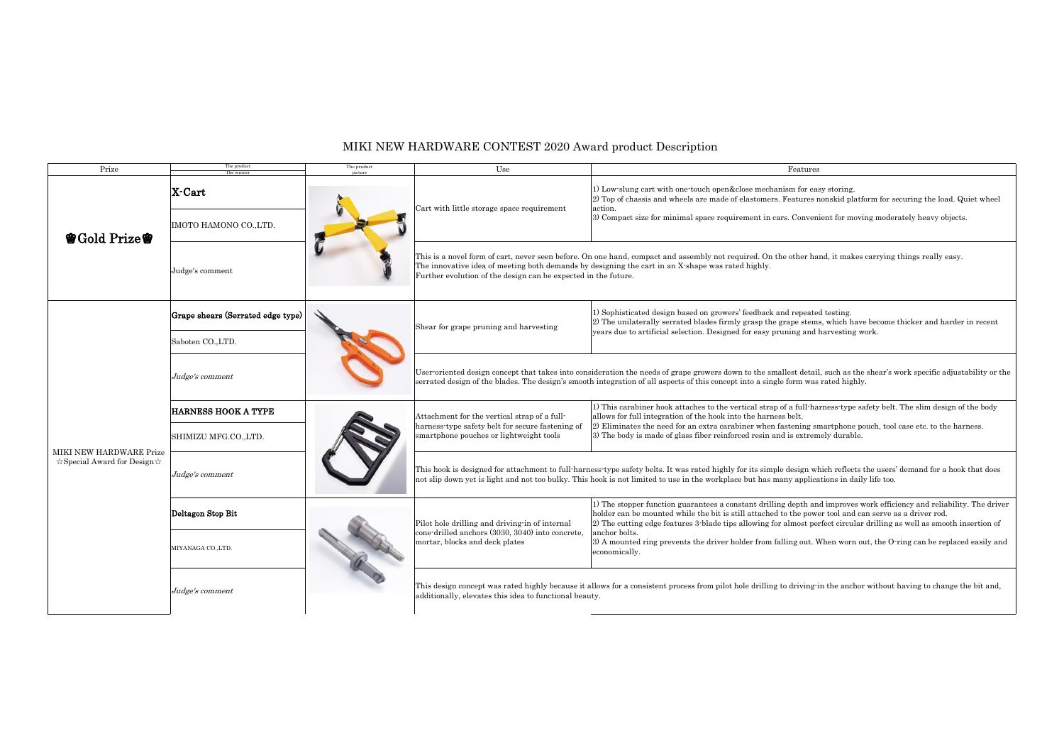# MIKI NEW HARDWARE CONTEST 2020 Award product Description

| Prize | The product / The winner | The product picture | Use | Features |
|---|---|---|---|---|
| 🏆Gold Prize🏆 | **X-Cart** | | Cart with little storage space requirement | 1) Low-slung cart with one-touch open&close mechanism for easy storing.<br>2) Top of chassis and wheels are made of elastomers. Features nonskid platform for securing the load. Quiet wheel action.<br>3) Compact size for minimal space requirement in cars. Convenient for moving moderately heavy objects. |
| | IMOTO HAMONO CO.,LTD. | | | |
| | Judge's comment | | This is a novel form of cart, never seen before. On one hand, compact and assembly not required. On the other hand, it makes carrying things really easy.<br>The innovative idea of meeting both demands by designing the cart in an X-shape was rated highly.<br>Further evolution of the design can be expected in the future. | |
| MIKI NEW HARDWARE Prize ☆Special Award for Design☆ | **Grape shears (Serrated edge type)** | | Shear for grape pruning and harvesting | 1) Sophisticated design based on growers' feedback and repeated testing.<br>2) The unilaterally serrated blades firmly grasp the grape stems, which have become thicker and harder in recent years due to artificial selection. Designed for easy pruning and harvesting work. |
| | Saboten CO.,LTD. | | | |
| | *Judge's comment* | | User-oriented design concept that takes into consideration the needs of grape growers down to the smallest detail, such as the shear's work specific adjustability or the serrated design of the blades. The design's smooth integration of all aspects of this concept into a single form was rated highly. | |
| | **HARNESS HOOK A TYPE** | | Attachment for the vertical strap of a full-harness-type safety belt for secure fastening of smartphone pouches or lightweight tools | 1) This carabiner hook attaches to the vertical strap of a full-harness-type safety belt. The slim design of the body allows for full integration of the hook into the harness belt.<br>2) Eliminates the need for an extra carabiner when fastening smartphone pouch, tool case etc. to the harness.<br>3) The body is made of glass fiber reinforced resin and is extremely durable. |
| | SHIMIZU MFG.CO.,LTD. | | | |
| | *Judge's comment* | | This hook is designed for attachment to full-harness-type safety belts. It was rated highly for its simple design which reflects the users' demand for a hook that does not slip down yet is light and not too bulky. This hook is not limited to use in the workplace but has many applications in daily life too. | |
| | **Deltagon Stop Bit** | | Pilot hole drilling and driving-in of internal cone-drilled anchors (3030, 3040) into concrete, mortar, blocks and deck plates | 1) The stopper function guarantees a constant drilling depth and improves work efficiency and reliability. The driver holder can be mounted while the bit is still attached to the power tool and can serve as a driver rod.<br>2) The cutting edge features 3-blade tips allowing for almost perfect circular drilling as well as smooth insertion of anchor bolts.<br>3) A mounted ring prevents the driver holder from falling out. When worn out, the O-ring can be replaced easily and economically. |
| | MIYANAGA CO.,LTD. | | | |
| | *Judge's comment* | | This design concept was rated highly because it allows for a consistent process from pilot hole drilling to driving-in the anchor without having to change the bit and, additionally, elevates this idea to functional beauty. | |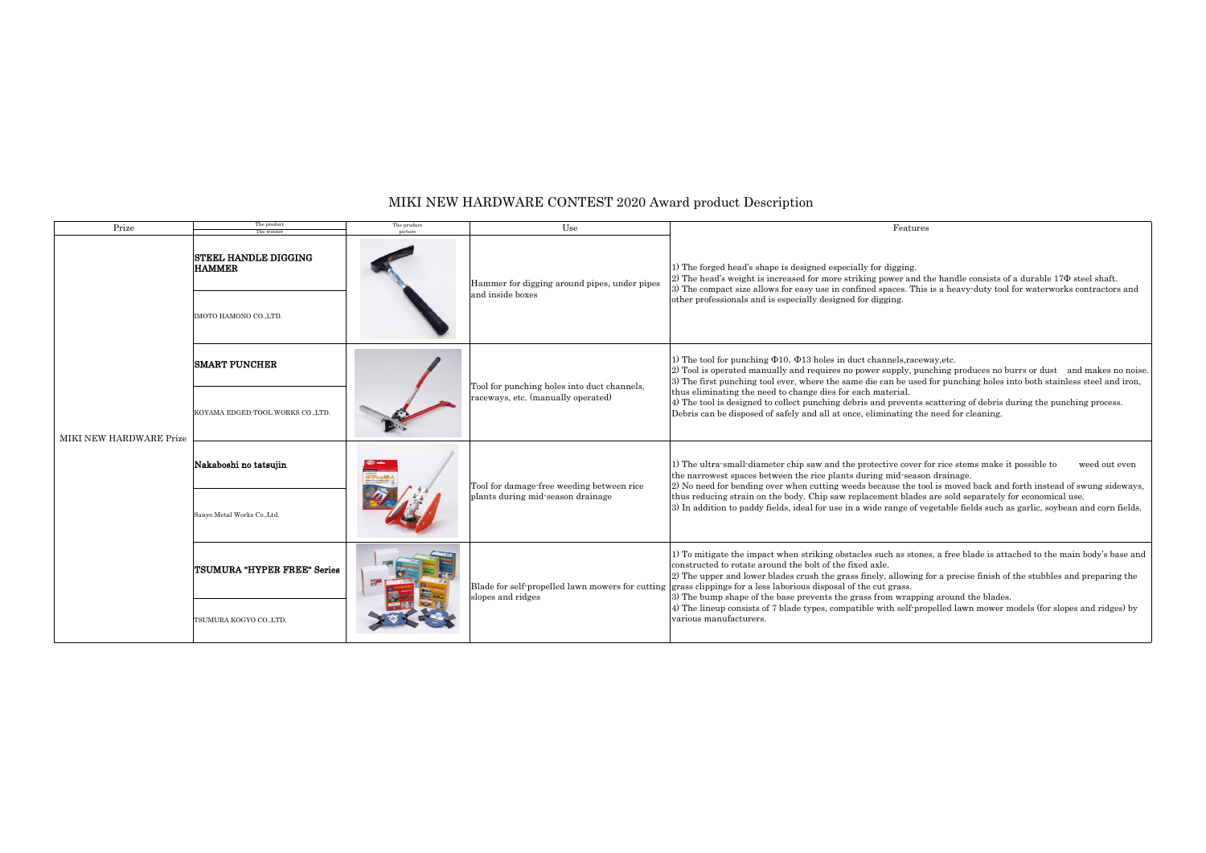# MIKI NEW HARDWARE CONTEST 2020 Award product Description

| Prize | The product / The winner | The product picture | Use | Features |
|---|---|---|---|---|
| MIKI NEW HARDWARE Prize | **STEEL HANDLE DIGGING HAMMER**<br>IMOTO HAMONO CO.,LTD. | | Hammer for digging around pipes, under pipes and inside boxes | 1) The forged head's shape is designed especially for digging.<br>2) The head's weight is increased for more striking power and the handle consists of a durable 17Φ steel shaft.<br>3) The compact size allows for easy use in confined spaces. This is a heavy-duty tool for waterworks contractors and other professionals and is especially designed for digging. |
| | **SMART PUNCHER**<br>KOYAMA EDGED-TOOL WORKS CO.,LTD. | | Tool for punching holes into duct channels, raceways, etc. (manually operated) | 1) The tool for punching Φ10, Φ13 holes in duct channels,raceway,etc.<br>2) Tool is operated manually and requires no power supply, punching produces no burrs or dust and makes no noise.<br>3) The first punching tool ever, where the same die can be used for punching holes into both stainless steel and iron, thus eliminating the need to change dies for each material.<br>4) The tool is designed to collect punching debris and prevents scattering of debris during the punching process. Debris can be disposed of safely and all at once, eliminating the need for cleaning. |
| | **Nakaboshi no tatsujin**<br>Sanyo Metal Works Co.,Ltd. | | Tool for damage-free weeding between rice plants during mid-season drainage | 1) The ultra-small-diameter chip saw and the protective cover for rice stems make it possible to weed out even the narrowest spaces between the rice plants during mid-season drainage.<br>2) No need for bending over when cutting weeds because the tool is moved back and forth instead of swung sideways, thus reducing strain on the body. Chip saw replacement blades are sold separately for economical use.<br>3) In addition to paddy fields, ideal for use in a wide range of vegetable fields such as garlic, soybean and corn fields. |
| | **TSUMURA "HYPER FREE" Series**<br>TSUMURA KOGYO CO.,LTD. | | Blade for self-propelled lawn mowers for cutting slopes and ridges | 1) To mitigate the impact when striking obstacles such as stones, a free blade is attached to the main body's base and constructed to rotate around the bolt of the fixed axle.<br>2) The upper and lower blades crush the grass finely, allowing for a precise finish of the stubbles and preparing the grass clippings for a less laborious disposal of the cut grass.<br>3) The bump shape of the base prevents the grass from wrapping around the blades.<br>4) The lineup consists of 7 blade types, compatible with self-propelled lawn mower models (for slopes and ridges) by various manufacturers. |